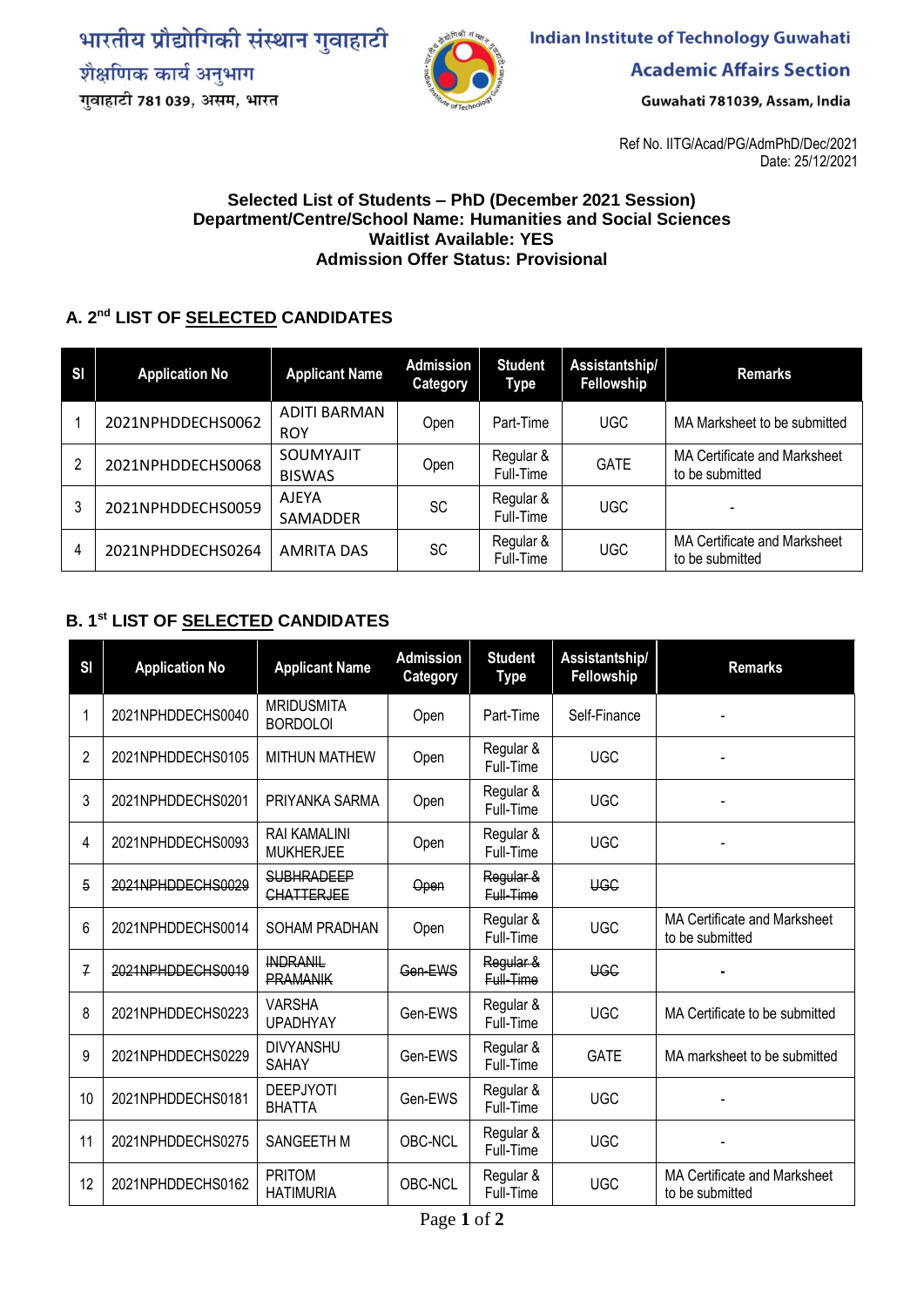भारतीय प्रौद्योगिकी संस्थान गुवाहाटी
शैक्षणिक कार्य अनुभाग
गुवाहाटी 781 039, असम, भारत

Indian Institute of Technology Guwahati
Academic Affairs Section
Guwahati 781039, Assam, India

Ref No. IITG/Acad/PG/AdmPhD/Dec/2021
Date: 25/12/2021

**Selected List of Students – PhD (December 2021 Session)**
**Department/Centre/School Name: Humanities and Social Sciences**
**Waitlist Available: YES**
**Admission Offer Status: Provisional**

## A. 2nd LIST OF SELECTED CANDIDATES

| Sl | Application No | Applicant Name | Admission Category | Student Type | Assistantship/ Fellowship | Remarks |
|---|---|---|---|---|---|---|
| 1 | 2021NPHDDECHS0062 | ADITI BARMAN ROY | Open | Part-Time | UGC | MA Marksheet to be submitted |
| 2 | 2021NPHDDECHS0068 | SOUMYAJIT BISWAS | Open | Regular & Full-Time | GATE | MA Certificate and Marksheet to be submitted |
| 3 | 2021NPHDDECHS0059 | AJEYA SAMADDER | SC | Regular & Full-Time | UGC | - |
| 4 | 2021NPHDDECHS0264 | AMRITA DAS | SC | Regular & Full-Time | UGC | MA Certificate and Marksheet to be submitted |

## B. 1st LIST OF SELECTED CANDIDATES

| Sl | Application No | Applicant Name | Admission Category | Student Type | Assistantship/ Fellowship | Remarks |
|---|---|---|---|---|---|---|
| 1 | 2021NPHDDECHS0040 | MRIDUSMITA BORDOLOI | Open | Part-Time | Self-Finance | - |
| 2 | 2021NPHDDECHS0105 | MITHUN MATHEW | Open | Regular & Full-Time | UGC | - |
| 3 | 2021NPHDDECHS0201 | PRIYANKA SARMA | Open | Regular & Full-Time | UGC | - |
| 4 | 2021NPHDDECHS0093 | RAI KAMALINI MUKHERJEE | Open | Regular & Full-Time | UGC | - |
| ~~5~~ | ~~2021NPHDDECHS0029~~ | ~~SUBHRADEEP CHATTERJEE~~ | ~~Open~~ | ~~Regular & Full-Time~~ | ~~UGC~~ | |
| 6 | 2021NPHDDECHS0014 | SOHAM PRADHAN | Open | Regular & Full-Time | UGC | MA Certificate and Marksheet to be submitted |
| ~~7~~ | ~~2021NPHDDECHS0019~~ | ~~INDRANIL PRAMANIK~~ | ~~Gen-EWS~~ | ~~Regular & Full-Time~~ | ~~UGC~~ | - |
| 8 | 2021NPHDDECHS0223 | VARSHA UPADHYAY | Gen-EWS | Regular & Full-Time | UGC | MA Certificate to be submitted |
| 9 | 2021NPHDDECHS0229 | DIVYANSHU SAHAY | Gen-EWS | Regular & Full-Time | GATE | MA marksheet to be submitted |
| 10 | 2021NPHDDECHS0181 | DEEPJYOTI BHATTA | Gen-EWS | Regular & Full-Time | UGC | - |
| 11 | 2021NPHDDECHS0275 | SANGEETH M | OBC-NCL | Regular & Full-Time | UGC | - |
| 12 | 2021NPHDDECHS0162 | PRITOM HATIMURIA | OBC-NCL | Regular & Full-Time | UGC | MA Certificate and Marksheet to be submitted |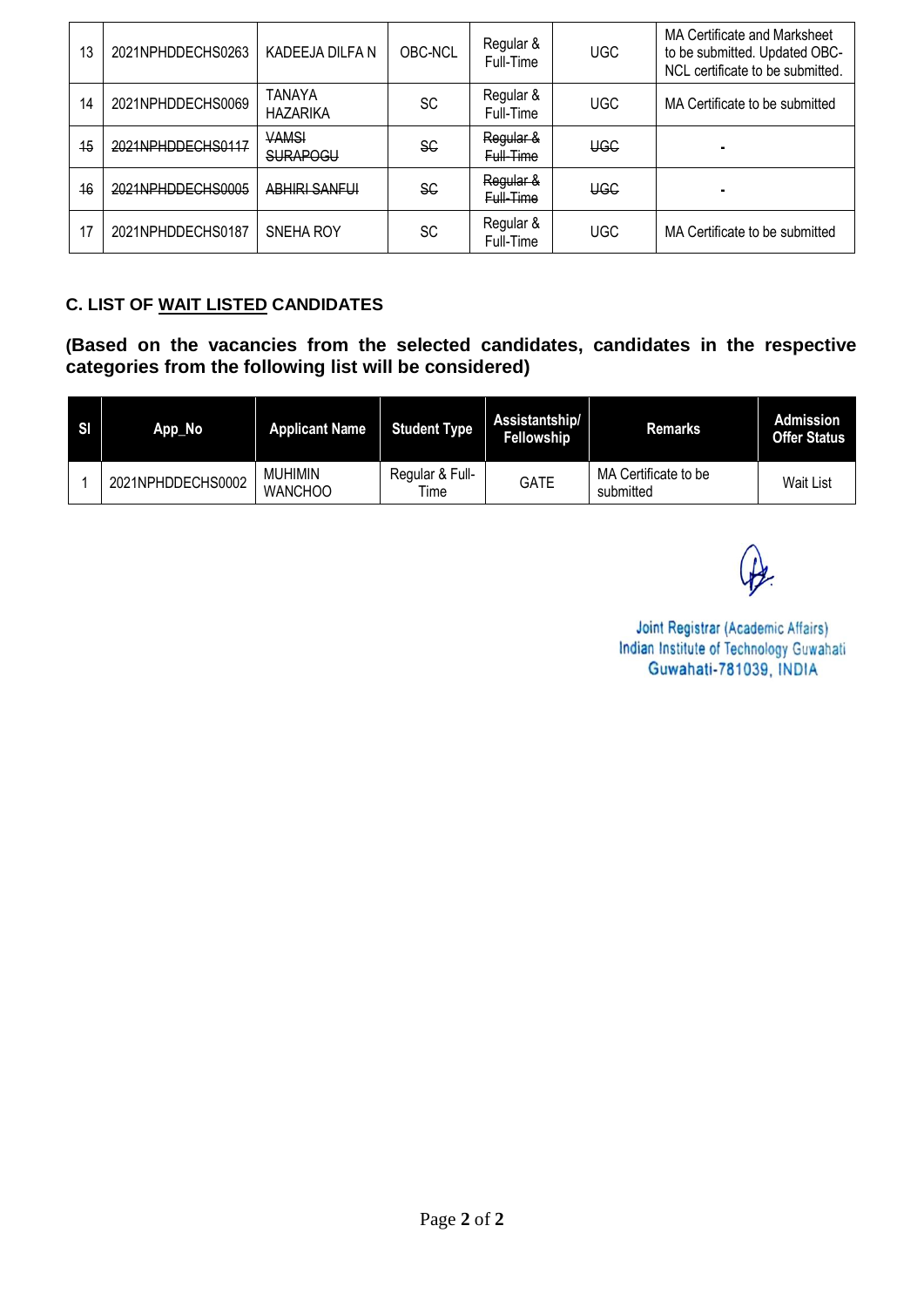| | | | | | | |
|---|---|---|---|---|---|---|
| 13 | 2021NPHDDECHS0263 | KADEEJA DILFA N | OBC-NCL | Regular & Full-Time | UGC | MA Certificate and Marksheet to be submitted. Updated OBC-NCL certificate to be submitted. |
| 14 | 2021NPHDDECHS0069 | TANAYA HAZARIKA | SC | Regular & Full-Time | UGC | MA Certificate to be submitted |
| ~~15~~ | ~~2021NPHDDECHS0117~~ | ~~VAMSI SURAPOGU~~ | ~~SC~~ | ~~Regular & Full-Time~~ | ~~UGC~~ | - |
| ~~16~~ | ~~2021NPHDDECHS0005~~ | ~~ABHIRI SANFUI~~ | ~~SC~~ | ~~Regular & Full-Time~~ | ~~UGC~~ | - |
| 17 | 2021NPHDDECHS0187 | SNEHA ROY | SC | Regular & Full-Time | UGC | MA Certificate to be submitted |

### C. LIST OF WAIT LISTED CANDIDATES

**(Based on the vacancies from the selected candidates, candidates in the respective categories from the following list will be considered)**

| Sl | App_No | Applicant Name | Student Type | Assistantship/ Fellowship | Remarks | Admission Offer Status |
|---|---|---|---|---|---|---|
| 1 | 2021NPHDDECHS0002 | MUHIMIN WANCHOO | Regular & Full-Time | GATE | MA Certificate to be submitted | Wait List |

Joint Registrar (Academic Affairs)
Indian Institute of Technology Guwahati
Guwahati-781039, INDIA